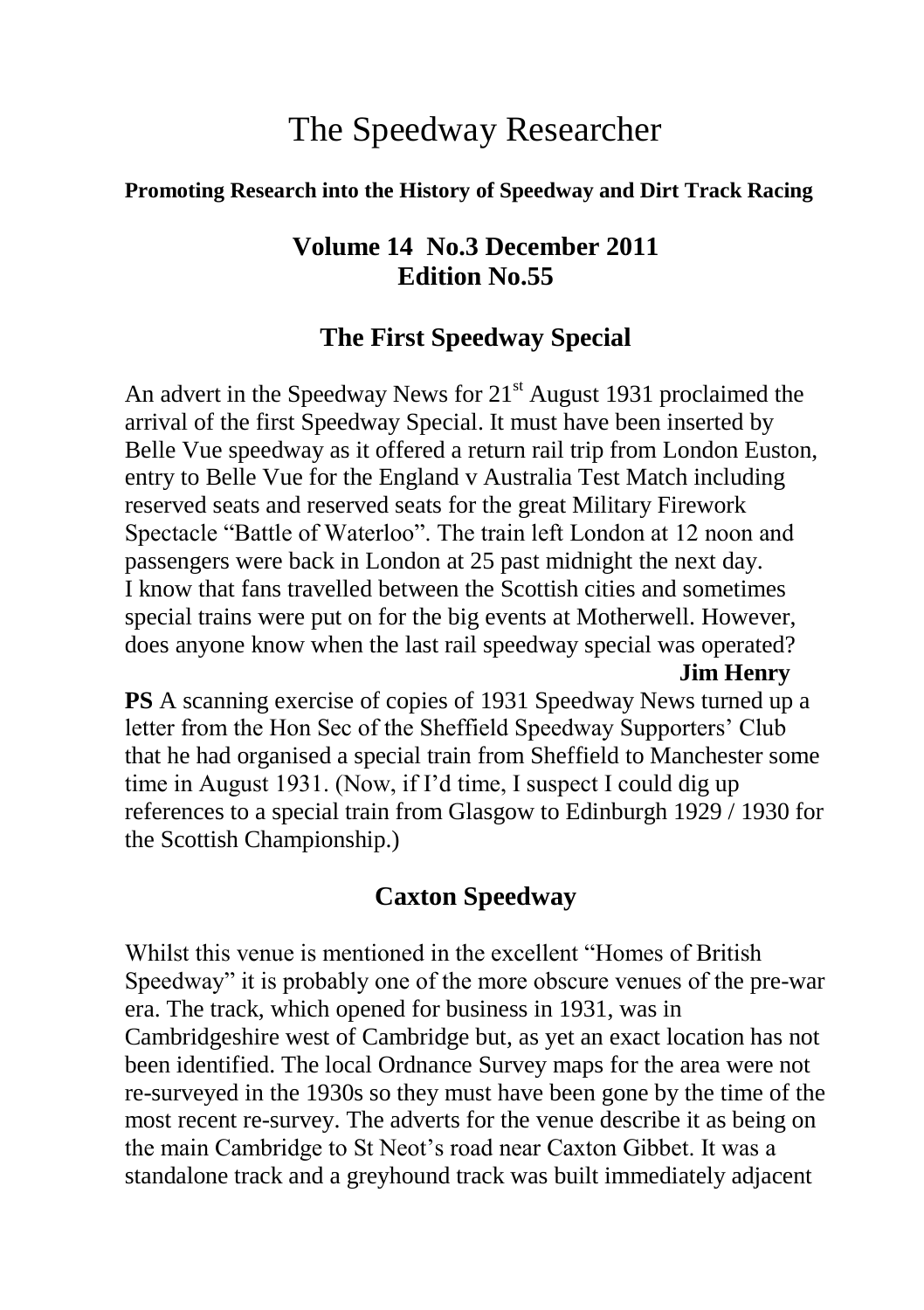# The Speedway Researcher

**Promoting Research into the History of Speedway and Dirt Track Racing**

## Volume 14 No.3 December 2011
## Edition No.55

## The First Speedway Special

An advert in the Speedway News for 21st August 1931 proclaimed the arrival of the first Speedway Special. It must have been inserted by Belle Vue speedway as it offered a return rail trip from London Euston, entry to Belle Vue for the England v Australia Test Match including reserved seats and reserved seats for the great Military Firework Spectacle "Battle of Waterloo". The train left London at 12 noon and passengers were back in London at 25 past midnight the next day. I know that fans travelled between the Scottish cities and sometimes special trains were put on for the big events at Motherwell. However, does anyone know when the last rail speedway special was operated?

**Jim Henry**

**PS** A scanning exercise of copies of 1931 Speedway News turned up a letter from the Hon Sec of the Sheffield Speedway Supporters' Club that he had organised a special train from Sheffield to Manchester some time in August 1931. (Now, if I'd time, I suspect I could dig up references to a special train from Glasgow to Edinburgh 1929 / 1930 for the Scottish Championship.)

## Caxton Speedway

Whilst this venue is mentioned in the excellent "Homes of British Speedway" it is probably one of the more obscure venues of the pre-war era. The track, which opened for business in 1931, was in Cambridgeshire west of Cambridge but, as yet an exact location has not been identified. The local Ordnance Survey maps for the area were not re-surveyed in the 1930s so they must have been gone by the time of the most recent re-survey. The adverts for the venue describe it as being on the main Cambridge to St Neot's road near Caxton Gibbet. It was a standalone track and a greyhound track was built immediately adjacent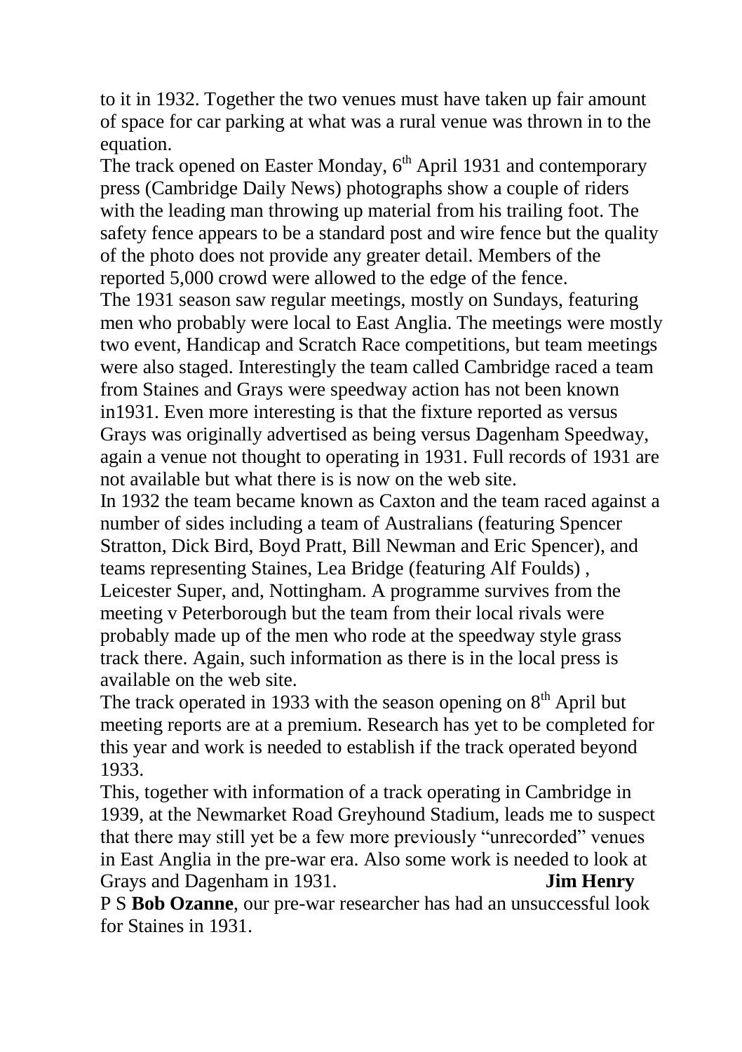to it in 1932. Together the two venues must have taken up fair amount of space for car parking at what was a rural venue was thrown in to the equation.

The track opened on Easter Monday, 6th April 1931 and contemporary press (Cambridge Daily News) photographs show a couple of riders with the leading man throwing up material from his trailing foot. The safety fence appears to be a standard post and wire fence but the quality of the photo does not provide any greater detail. Members of the reported 5,000 crowd were allowed to the edge of the fence.

The 1931 season saw regular meetings, mostly on Sundays, featuring men who probably were local to East Anglia. The meetings were mostly two event, Handicap and Scratch Race competitions, but team meetings were also staged. Interestingly the team called Cambridge raced a team from Staines and Grays were speedway action has not been known in1931. Even more interesting is that the fixture reported as versus Grays was originally advertised as being versus Dagenham Speedway, again a venue not thought to operating in 1931. Full records of 1931 are not available but what there is is now on the web site.

In 1932 the team became known as Caxton and the team raced against a number of sides including a team of Australians (featuring Spencer Stratton, Dick Bird, Boyd Pratt, Bill Newman and Eric Spencer), and teams representing Staines, Lea Bridge (featuring Alf Foulds) , Leicester Super, and, Nottingham. A programme survives from the meeting v Peterborough but the team from their local rivals were probably made up of the men who rode at the speedway style grass track there. Again, such information as there is in the local press is available on the web site.

The track operated in 1933 with the season opening on 8th April but meeting reports are at a premium. Research has yet to be completed for this year and work is needed to establish if the track operated beyond 1933.

This, together with information of a track operating in Cambridge in 1939, at the Newmarket Road Greyhound Stadium, leads me to suspect that there may still yet be a few more previously "unrecorded" venues in East Anglia in the pre-war era. Also some work is needed to look at Grays and Dagenham in 1931. **Jim Henry**

P S **Bob Ozanne**, our pre-war researcher has had an unsuccessful look for Staines in 1931.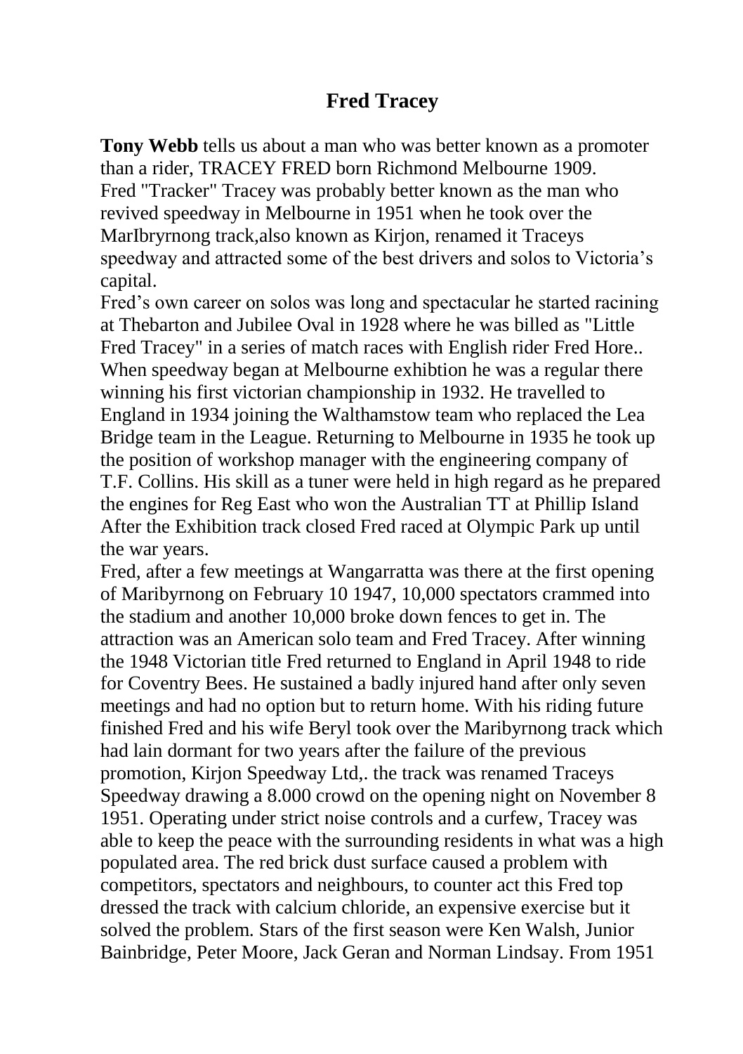# Fred Tracey

**Tony Webb** tells us about a man who was better known as a promoter than a rider, TRACEY FRED born Richmond Melbourne 1909.
Fred "Tracker" Tracey was probably better known as the man who revived speedway in Melbourne in 1951 when he took over the MarIbryrnong track,also known as Kirjon, renamed it Traceys speedway and attracted some of the best drivers and solos to Victoria's capital.
Fred's own career on solos was long and spectacular he started racining at Thebarton and Jubilee Oval in 1928 where he was billed as "Little Fred Tracey" in a series of match races with English rider Fred Hore.. When speedway began at Melbourne exhibtion he was a regular there winning his first victorian championship in 1932. He travelled to England in 1934 joining the Walthamstow team who replaced the Lea Bridge team in the League. Returning to Melbourne in 1935 he took up the position of workshop manager with the engineering company of T.F. Collins. His skill as a tuner were held in high regard as he prepared the engines for Reg East who won the Australian TT at Phillip Island After the Exhibition track closed Fred raced at Olympic Park up until the war years.
Fred, after a few meetings at Wangarratta was there at the first opening of Maribyrnong on February 10 1947, 10,000 spectators crammed into the stadium and another 10,000 broke down fences to get in. The attraction was an American solo team and Fred Tracey. After winning the 1948 Victorian title Fred returned to England in April 1948 to ride for Coventry Bees. He sustained a badly injured hand after only seven meetings and had no option but to return home. With his riding future finished Fred and his wife Beryl took over the Maribyrnong track which had lain dormant for two years after the failure of the previous promotion, Kirjon Speedway Ltd,. the track was renamed Traceys Speedway drawing a 8.000 crowd on the opening night on November 8 1951. Operating under strict noise controls and a curfew, Tracey was able to keep the peace with the surrounding residents in what was a high populated area. The red brick dust surface caused a problem with competitors, spectators and neighbours, to counter act this Fred top dressed the track with calcium chloride, an expensive exercise but it solved the problem. Stars of the first season were Ken Walsh, Junior Bainbridge, Peter Moore, Jack Geran and Norman Lindsay. From 1951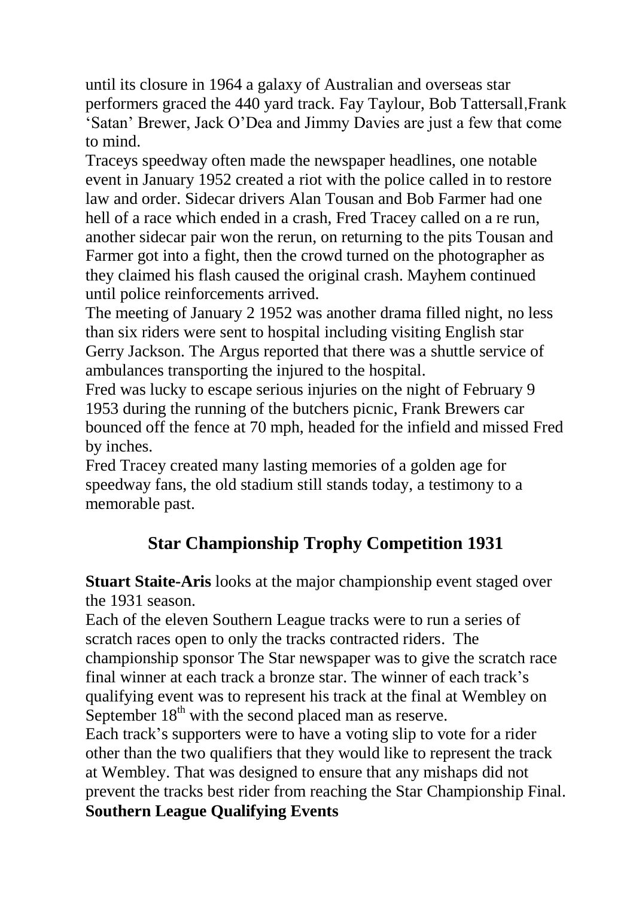until its closure in 1964 a galaxy of Australian and overseas star performers graced the 440 yard track. Fay Taylour, Bob Tattersall,Frank 'Satan' Brewer, Jack O'Dea and Jimmy Davies are just a few that come to mind.

Traceys speedway often made the newspaper headlines, one notable event in January 1952 created a riot with the police called in to restore law and order. Sidecar drivers Alan Tousan and Bob Farmer had one hell of a race which ended in a crash, Fred Tracey called on a re run, another sidecar pair won the rerun, on returning to the pits Tousan and Farmer got into a fight, then the crowd turned on the photographer as they claimed his flash caused the original crash. Mayhem continued until police reinforcements arrived.

The meeting of January 2 1952 was another drama filled night, no less than six riders were sent to hospital including visiting English star Gerry Jackson. The Argus reported that there was a shuttle service of ambulances transporting the injured to the hospital.

Fred was lucky to escape serious injuries on the night of February 9 1953 during the running of the butchers picnic, Frank Brewers car bounced off the fence at 70 mph, headed for the infield and missed Fred by inches.

Fred Tracey created many lasting memories of a golden age for speedway fans, the old stadium still stands today, a testimony to a memorable past.

## Star Championship Trophy Competition 1931

**Stuart Staite-Aris** looks at the major championship event staged over the 1931 season.

Each of the eleven Southern League tracks were to run a series of scratch races open to only the tracks contracted riders. The championship sponsor The Star newspaper was to give the scratch race final winner at each track a bronze star. The winner of each track's qualifying event was to represent his track at the final at Wembley on September 18th with the second placed man as reserve.

Each track's supporters were to have a voting slip to vote for a rider other than the two qualifiers that they would like to represent the track at Wembley. That was designed to ensure that any mishaps did not prevent the tracks best rider from reaching the Star Championship Final.

**Southern League Qualifying Events**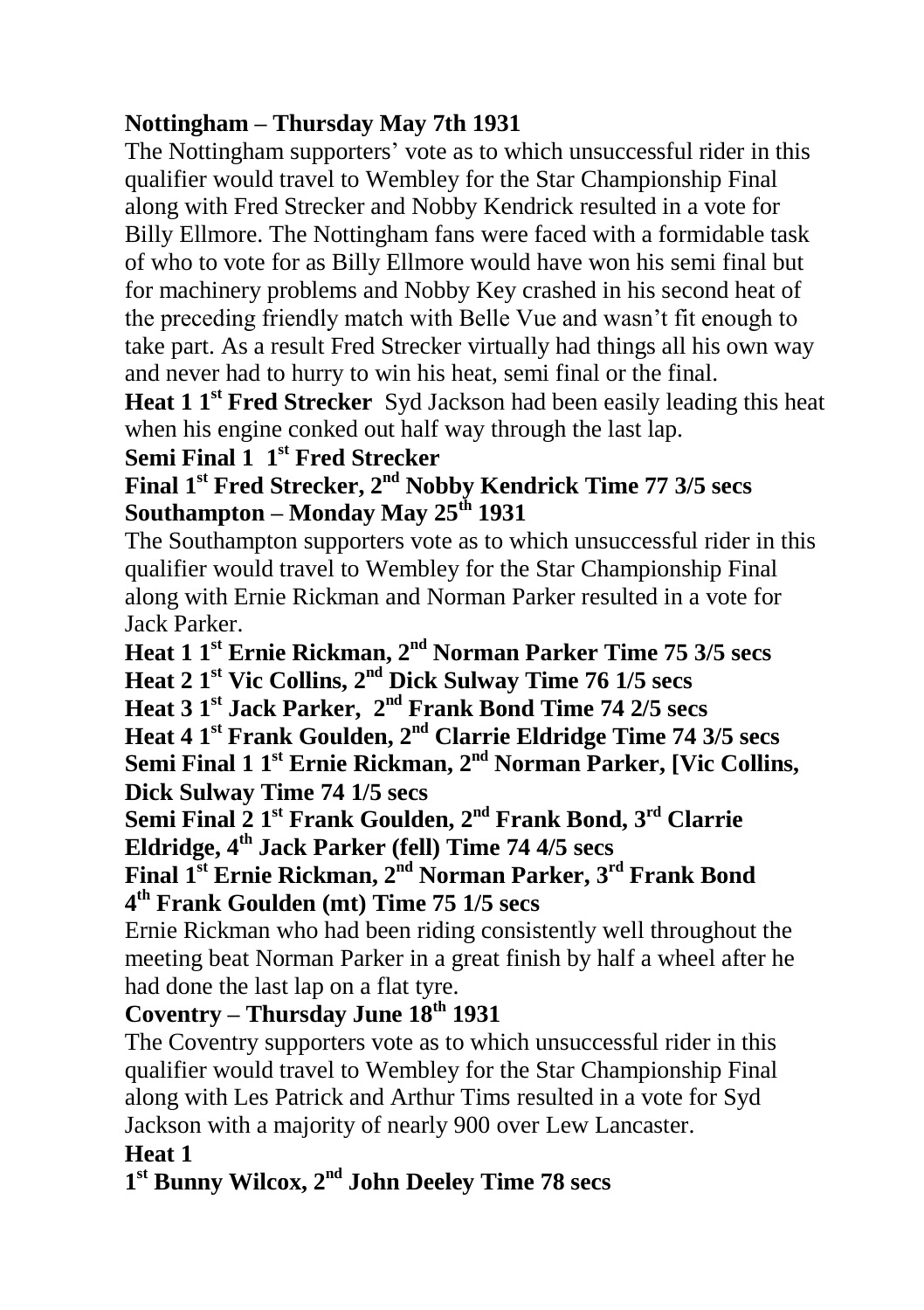**Nottingham – Thursday May 7th 1931**

The Nottingham supporters' vote as to which unsuccessful rider in this qualifier would travel to Wembley for the Star Championship Final along with Fred Strecker and Nobby Kendrick resulted in a vote for Billy Ellmore. The Nottingham fans were faced with a formidable task of who to vote for as Billy Ellmore would have won his semi final but for machinery problems and Nobby Key crashed in his second heat of the preceding friendly match with Belle Vue and wasn't fit enough to take part. As a result Fred Strecker virtually had things all his own way and never had to hurry to win his heat, semi final or the final.

**Heat 1 1st Fred Strecker** Syd Jackson had been easily leading this heat when his engine conked out half way through the last lap.

**Semi Final 1 1st Fred Strecker**

**Final 1st Fred Strecker, 2nd Nobby Kendrick Time 77 3/5 secs**

**Southampton – Monday May 25th 1931**

The Southampton supporters vote as to which unsuccessful rider in this qualifier would travel to Wembley for the Star Championship Final along with Ernie Rickman and Norman Parker resulted in a vote for Jack Parker.

**Heat 1 1st Ernie Rickman, 2nd Norman Parker Time 75 3/5 secs**

**Heat 2 1st Vic Collins, 2nd Dick Sulway Time 76 1/5 secs**

**Heat 3 1st Jack Parker, 2nd Frank Bond Time 74 2/5 secs**

**Heat 4 1st Frank Goulden, 2nd Clarrie Eldridge Time 74 3/5 secs**

**Semi Final 1 1st Ernie Rickman, 2nd Norman Parker, [Vic Collins, Dick Sulway Time 74 1/5 secs**

**Semi Final 2 1st Frank Goulden, 2nd Frank Bond, 3rd Clarrie Eldridge, 4th Jack Parker (fell) Time 74 4/5 secs**

**Final 1st Ernie Rickman, 2nd Norman Parker, 3rd Frank Bond 4th Frank Goulden (mt) Time 75 1/5 secs**

Ernie Rickman who had been riding consistently well throughout the meeting beat Norman Parker in a great finish by half a wheel after he had done the last lap on a flat tyre.

**Coventry – Thursday June 18th 1931**

The Coventry supporters vote as to which unsuccessful rider in this qualifier would travel to Wembley for the Star Championship Final along with Les Patrick and Arthur Tims resulted in a vote for Syd Jackson with a majority of nearly 900 over Lew Lancaster.

**Heat 1**

**1st Bunny Wilcox, 2nd John Deeley Time 78 secs**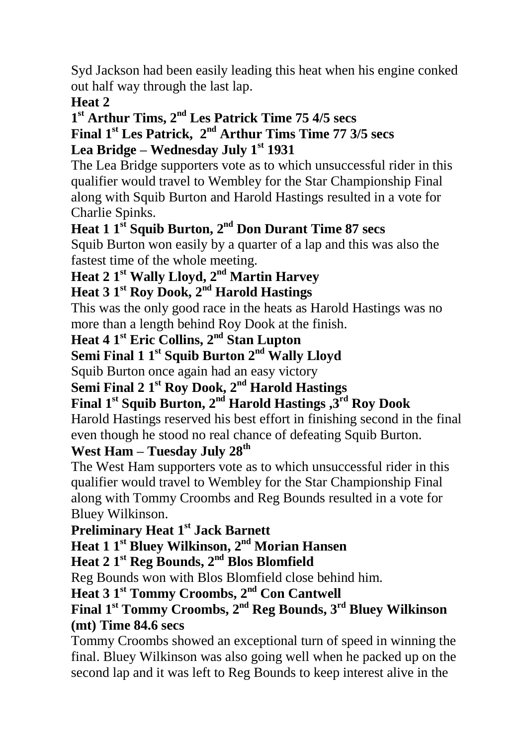Syd Jackson had been easily leading this heat when his engine conked out half way through the last lap.

**Heat 2**

**1st Arthur Tims, 2nd Les Patrick Time 75 4/5 secs**

**Final 1st Les Patrick, 2nd Arthur Tims Time 77 3/5 secs**

**Lea Bridge – Wednesday July 1st 1931**

The Lea Bridge supporters vote as to which unsuccessful rider in this qualifier would travel to Wembley for the Star Championship Final along with Squib Burton and Harold Hastings resulted in a vote for Charlie Spinks.

**Heat 1 1st Squib Burton, 2nd Don Durant Time 87 secs**

Squib Burton won easily by a quarter of a lap and this was also the fastest time of the whole meeting.

**Heat 2 1st Wally Lloyd, 2nd Martin Harvey**

**Heat 3 1st Roy Dook, 2nd Harold Hastings**

This was the only good race in the heats as Harold Hastings was no more than a length behind Roy Dook at the finish.

**Heat 4 1st Eric Collins, 2nd Stan Lupton**

**Semi Final 1 1st Squib Burton 2nd Wally Lloyd**

Squib Burton once again had an easy victory

**Semi Final 2 1st Roy Dook, 2nd Harold Hastings**

**Final 1st Squib Burton, 2nd Harold Hastings ,3rd Roy Dook**

Harold Hastings reserved his best effort in finishing second in the final even though he stood no real chance of defeating Squib Burton.

**West Ham – Tuesday July 28th**

The West Ham supporters vote as to which unsuccessful rider in this qualifier would travel to Wembley for the Star Championship Final along with Tommy Croombs and Reg Bounds resulted in a vote for Bluey Wilkinson.

**Preliminary Heat 1st Jack Barnett**

**Heat 1 1st Bluey Wilkinson, 2nd Morian Hansen**

**Heat 2 1st Reg Bounds, 2nd Blos Blomfield**

Reg Bounds won with Blos Blomfield close behind him.

**Heat 3 1st Tommy Croombs, 2nd Con Cantwell**

**Final 1st Tommy Croombs, 2nd Reg Bounds, 3rd Bluey Wilkinson (mt) Time 84.6 secs**

Tommy Croombs showed an exceptional turn of speed in winning the final. Bluey Wilkinson was also going well when he packed up on the second lap and it was left to Reg Bounds to keep interest alive in the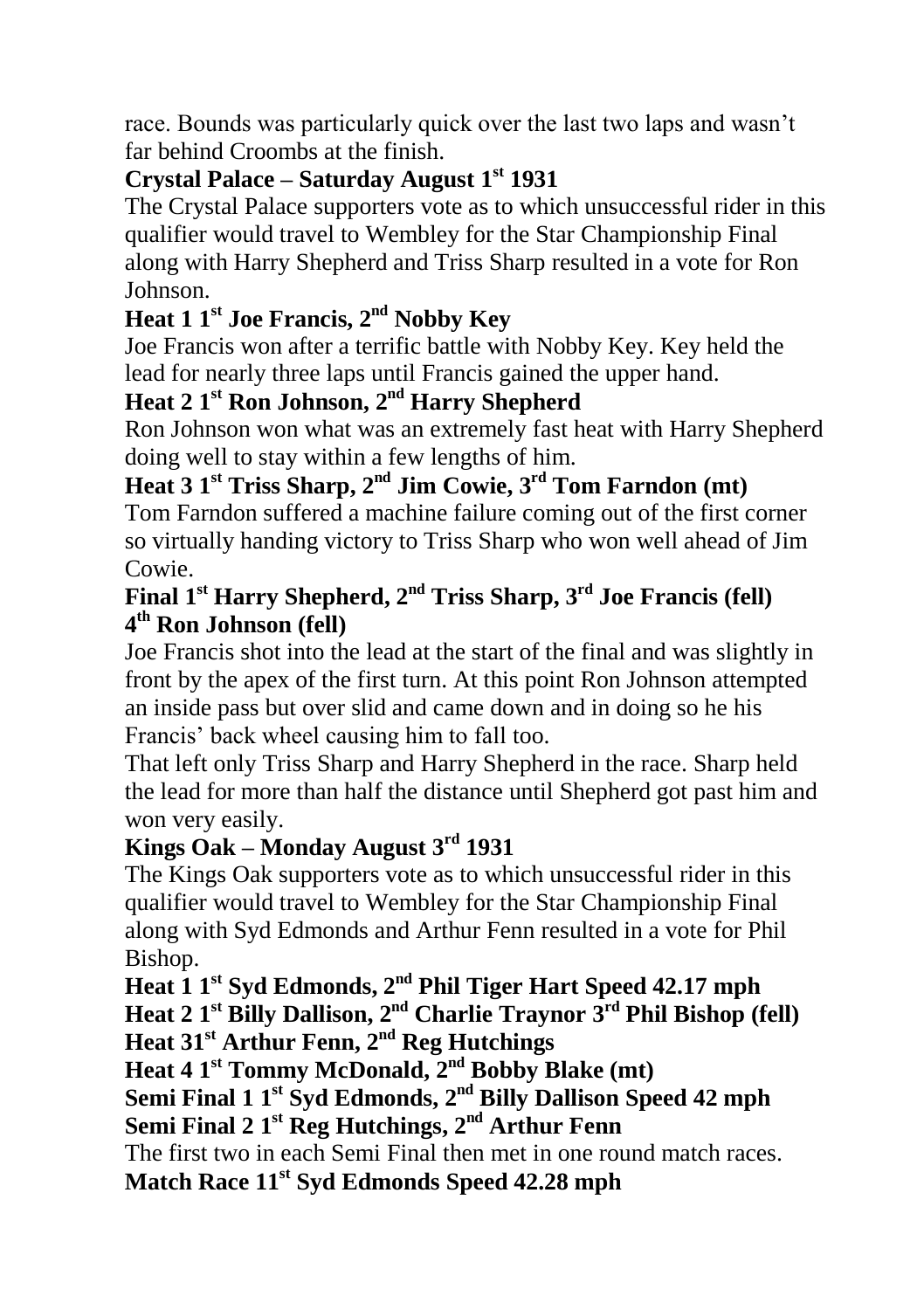race. Bounds was particularly quick over the last two laps and wasn't far behind Croombs at the finish.

**Crystal Palace – Saturday August 1st 1931**

The Crystal Palace supporters vote as to which unsuccessful rider in this qualifier would travel to Wembley for the Star Championship Final along with Harry Shepherd and Triss Sharp resulted in a vote for Ron Johnson.

**Heat 1 1st Joe Francis, 2nd Nobby Key**

Joe Francis won after a terrific battle with Nobby Key. Key held the lead for nearly three laps until Francis gained the upper hand.

**Heat 2 1st Ron Johnson, 2nd Harry Shepherd**

Ron Johnson won what was an extremely fast heat with Harry Shepherd doing well to stay within a few lengths of him.

**Heat 3 1st Triss Sharp, 2nd Jim Cowie, 3rd Tom Farndon (mt)**

Tom Farndon suffered a machine failure coming out of the first corner so virtually handing victory to Triss Sharp who won well ahead of Jim Cowie.

**Final 1st Harry Shepherd, 2nd Triss Sharp, 3rd Joe Francis (fell) 4th Ron Johnson (fell)**

Joe Francis shot into the lead at the start of the final and was slightly in front by the apex of the first turn. At this point Ron Johnson attempted an inside pass but over slid and came down and in doing so he his Francis' back wheel causing him to fall too.

That left only Triss Sharp and Harry Shepherd in the race. Sharp held the lead for more than half the distance until Shepherd got past him and won very easily.

**Kings Oak – Monday August 3rd 1931**

The Kings Oak supporters vote as to which unsuccessful rider in this qualifier would travel to Wembley for the Star Championship Final along with Syd Edmonds and Arthur Fenn resulted in a vote for Phil Bishop.

**Heat 1 1st Syd Edmonds, 2nd Phil Tiger Hart Speed 42.17 mph**

**Heat 2 1st Billy Dallison, 2nd Charlie Traynor 3rd Phil Bishop (fell)**

**Heat 31st Arthur Fenn, 2nd Reg Hutchings**

**Heat 4 1st Tommy McDonald, 2nd Bobby Blake (mt)**

**Semi Final 1 1st Syd Edmonds, 2nd Billy Dallison Speed 42 mph**

**Semi Final 2 1st Reg Hutchings, 2nd Arthur Fenn**

The first two in each Semi Final then met in one round match races.

**Match Race 11st Syd Edmonds Speed 42.28 mph**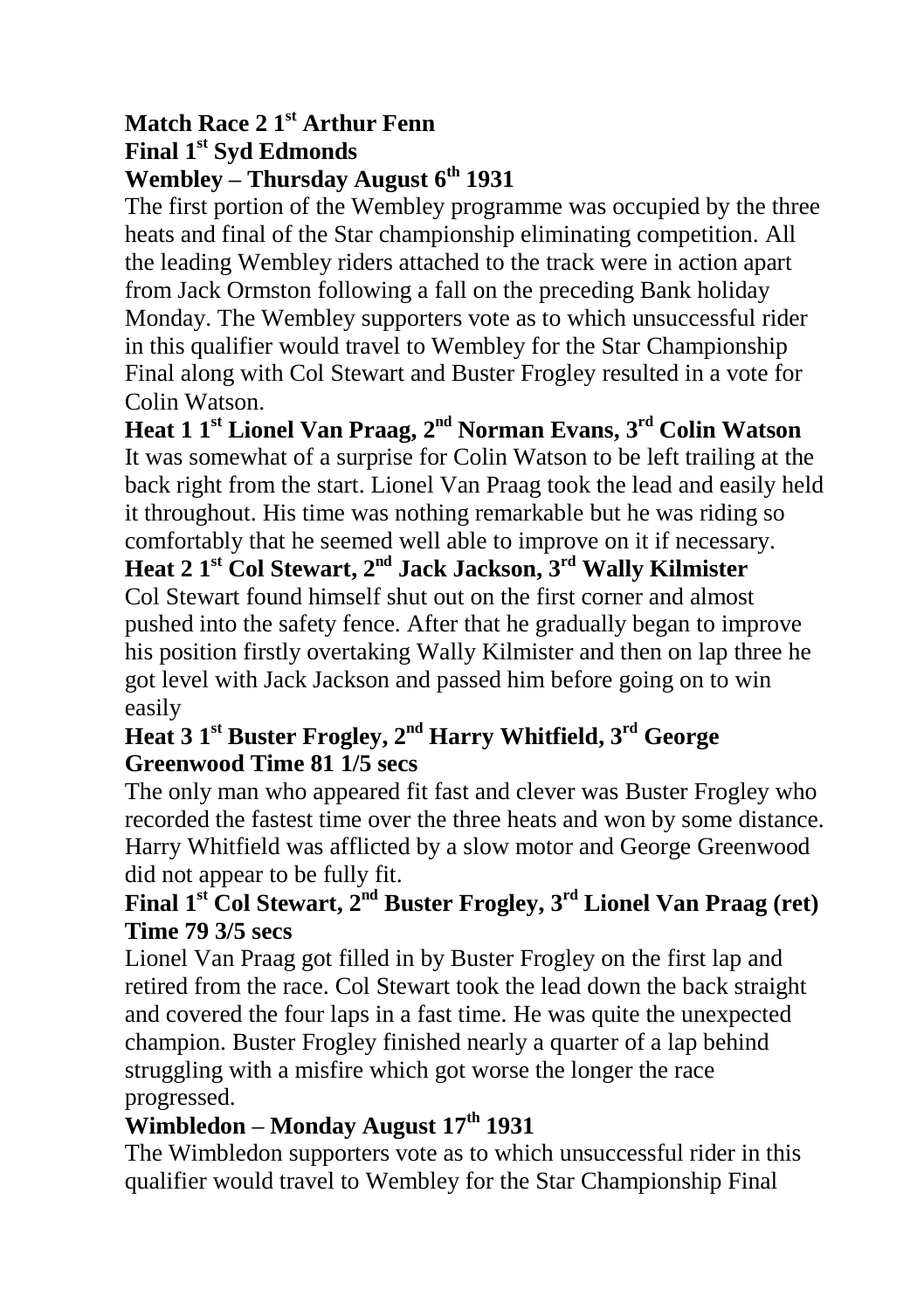**Match Race 2 1st Arthur Fenn**
**Final 1st Syd Edmonds**
**Wembley – Thursday August 6th 1931**

The first portion of the Wembley programme was occupied by the three heats and final of the Star championship eliminating competition. All the leading Wembley riders attached to the track were in action apart from Jack Ormston following a fall on the preceding Bank holiday Monday. The Wembley supporters vote as to which unsuccessful rider in this qualifier would travel to Wembley for the Star Championship Final along with Col Stewart and Buster Frogley resulted in a vote for Colin Watson.

**Heat 1 1st Lionel Van Praag, 2nd Norman Evans, 3rd Colin Watson**

It was somewhat of a surprise for Colin Watson to be left trailing at the back right from the start. Lionel Van Praag took the lead and easily held it throughout. His time was nothing remarkable but he was riding so comfortably that he seemed well able to improve on it if necessary.

**Heat 2 1st Col Stewart, 2nd Jack Jackson, 3rd Wally Kilmister**

Col Stewart found himself shut out on the first corner and almost pushed into the safety fence. After that he gradually began to improve his position firstly overtaking Wally Kilmister and then on lap three he got level with Jack Jackson and passed him before going on to win easily

**Heat 3 1st Buster Frogley, 2nd Harry Whitfield, 3rd George Greenwood Time 81 1/5 secs**

The only man who appeared fit fast and clever was Buster Frogley who recorded the fastest time over the three heats and won by some distance. Harry Whitfield was afflicted by a slow motor and George Greenwood did not appear to be fully fit.

**Final 1st Col Stewart, 2nd Buster Frogley, 3rd Lionel Van Praag (ret) Time 79 3/5 secs**

Lionel Van Praag got filled in by Buster Frogley on the first lap and retired from the race. Col Stewart took the lead down the back straight and covered the four laps in a fast time. He was quite the unexpected champion. Buster Frogley finished nearly a quarter of a lap behind struggling with a misfire which got worse the longer the race progressed.

**Wimbledon – Monday August 17th 1931**

The Wimbledon supporters vote as to which unsuccessful rider in this qualifier would travel to Wembley for the Star Championship Final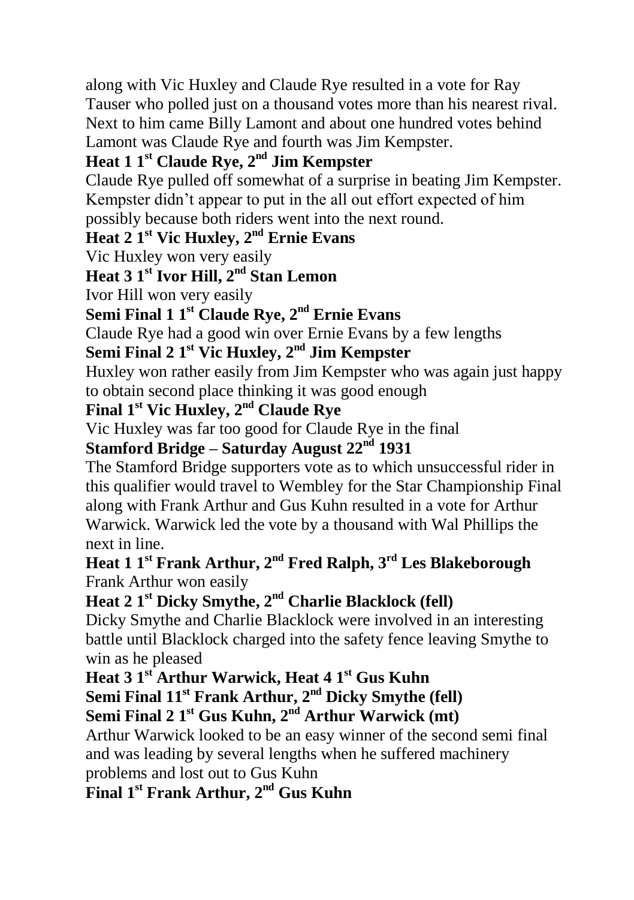along with Vic Huxley and Claude Rye resulted in a vote for Ray Tauser who polled just on a thousand votes more than his nearest rival. Next to him came Billy Lamont and about one hundred votes behind Lamont was Claude Rye and fourth was Jim Kempster.

**Heat 1 1st Claude Rye, 2nd Jim Kempster**

Claude Rye pulled off somewhat of a surprise in beating Jim Kempster. Kempster didn't appear to put in the all out effort expected of him possibly because both riders went into the next round.

**Heat 2 1st Vic Huxley, 2nd Ernie Evans**

Vic Huxley won very easily

**Heat 3 1st Ivor Hill, 2nd Stan Lemon**

Ivor Hill won very easily

**Semi Final 1 1st Claude Rye, 2nd Ernie Evans**

Claude Rye had a good win over Ernie Evans by a few lengths

**Semi Final 2 1st Vic Huxley, 2nd Jim Kempster**

Huxley won rather easily from Jim Kempster who was again just happy to obtain second place thinking it was good enough

**Final 1st Vic Huxley, 2nd Claude Rye**

Vic Huxley was far too good for Claude Rye in the final

**Stamford Bridge – Saturday August 22nd 1931**

The Stamford Bridge supporters vote as to which unsuccessful rider in this qualifier would travel to Wembley for the Star Championship Final along with Frank Arthur and Gus Kuhn resulted in a vote for Arthur Warwick. Warwick led the vote by a thousand with Wal Phillips the next in line.

**Heat 1 1st Frank Arthur, 2nd Fred Ralph, 3rd Les Blakeborough**

Frank Arthur won easily

**Heat 2 1st Dicky Smythe, 2nd Charlie Blacklock (fell)**

Dicky Smythe and Charlie Blacklock were involved in an interesting battle until Blacklock charged into the safety fence leaving Smythe to win as he pleased

**Heat 3 1st Arthur Warwick, Heat 4 1st Gus Kuhn**

**Semi Final 11st Frank Arthur, 2nd Dicky Smythe (fell)**

**Semi Final 2 1st Gus Kuhn, 2nd Arthur Warwick (mt)**

Arthur Warwick looked to be an easy winner of the second semi final and was leading by several lengths when he suffered machinery problems and lost out to Gus Kuhn

**Final 1st Frank Arthur, 2nd Gus Kuhn**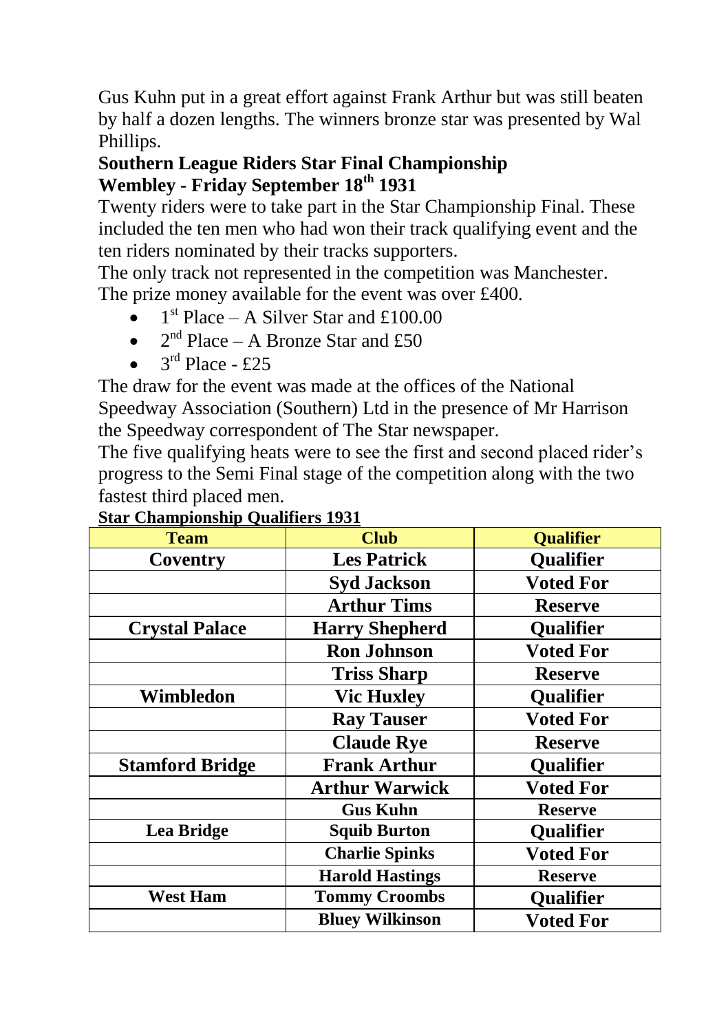Gus Kuhn put in a great effort against Frank Arthur but was still beaten by half a dozen lengths. The winners bronze star was presented by Wal Phillips.

**Southern League Riders Star Final Championship**
**Wembley - Friday September 18th 1931**

Twenty riders were to take part in the Star Championship Final. These included the ten men who had won their track qualifying event and the ten riders nominated by their tracks supporters.

The only track not represented in the competition was Manchester.

The prize money available for the event was over £400.

- 1st Place – A Silver Star and £100.00
- 2nd Place – A Bronze Star and £50
- 3rd Place - £25

The draw for the event was made at the offices of the National Speedway Association (Southern) Ltd in the presence of Mr Harrison the Speedway correspondent of The Star newspaper.

The five qualifying heats were to see the first and second placed rider's progress to the Semi Final stage of the competition along with the two fastest third placed men.

**Star Championship Qualifiers 1931**

| Team | Club | Qualifier |
|---|---|---|
| **Coventry** | **Les Patrick** | **Qualifier** |
| | **Syd Jackson** | **Voted For** |
| | **Arthur Tims** | **Reserve** |
| **Crystal Palace** | **Harry Shepherd** | **Qualifier** |
| | **Ron Johnson** | **Voted For** |
| | **Triss Sharp** | **Reserve** |
| **Wimbledon** | **Vic Huxley** | **Qualifier** |
| | **Ray Tauser** | **Voted For** |
| | **Claude Rye** | **Reserve** |
| **Stamford Bridge** | **Frank Arthur** | **Qualifier** |
| | **Arthur Warwick** | **Voted For** |
| | **Gus Kuhn** | **Reserve** |
| **Lea Bridge** | **Squib Burton** | **Qualifier** |
| | **Charlie Spinks** | **Voted For** |
| | **Harold Hastings** | **Reserve** |
| **West Ham** | **Tommy Croombs** | **Qualifier** |
| | **Bluey Wilkinson** | **Voted For** |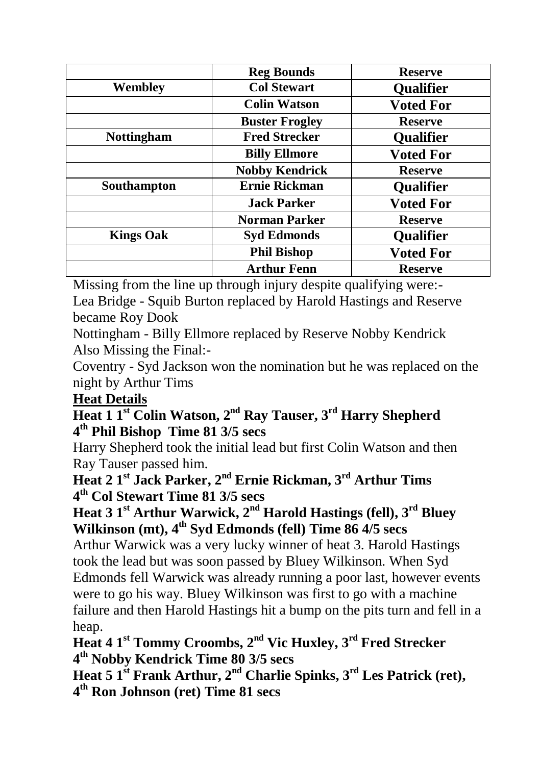| | | |
|---|---|---|
| | **Reg Bounds** | **Reserve** |
| **Wembley** | **Col Stewart** | **Qualifier** |
| | **Colin Watson** | **Voted For** |
| | **Buster Frogley** | **Reserve** |
| **Nottingham** | **Fred Strecker** | **Qualifier** |
| | **Billy Ellmore** | **Voted For** |
| | **Nobby Kendrick** | **Reserve** |
| **Southampton** | **Ernie Rickman** | **Qualifier** |
| | **Jack Parker** | **Voted For** |
| | **Norman Parker** | **Reserve** |
| **Kings Oak** | **Syd Edmonds** | **Qualifier** |
| | **Phil Bishop** | **Voted For** |
| | **Arthur Fenn** | **Reserve** |

Missing from the line up through injury despite qualifying were:-
Lea Bridge - Squib Burton replaced by Harold Hastings and Reserve became Roy Dook
Nottingham - Billy Ellmore replaced by Reserve Nobby Kendrick
Also Missing the Final:-
Coventry - Syd Jackson won the nomination but he was replaced on the night by Arthur Tims

**Heat Details**

**Heat 1 1st Colin Watson, 2nd Ray Tauser, 3rd Harry Shepherd 4th Phil Bishop Time 81 3/5 secs**

Harry Shepherd took the initial lead but first Colin Watson and then Ray Tauser passed him.

**Heat 2 1st Jack Parker, 2nd Ernie Rickman, 3rd Arthur Tims 4th Col Stewart Time 81 3/5 secs**

**Heat 3 1st Arthur Warwick, 2nd Harold Hastings (fell), 3rd Bluey Wilkinson (mt), 4th Syd Edmonds (fell) Time 86 4/5 secs**

Arthur Warwick was a very lucky winner of heat 3. Harold Hastings took the lead but was soon passed by Bluey Wilkinson. When Syd Edmonds fell Warwick was already running a poor last, however events were to go his way. Bluey Wilkinson was first to go with a machine failure and then Harold Hastings hit a bump on the pits turn and fell in a heap.

**Heat 4 1st Tommy Croombs, 2nd Vic Huxley, 3rd Fred Strecker 4th Nobby Kendrick Time 80 3/5 secs**

**Heat 5 1st Frank Arthur, 2nd Charlie Spinks, 3rd Les Patrick (ret), 4th Ron Johnson (ret) Time 81 secs**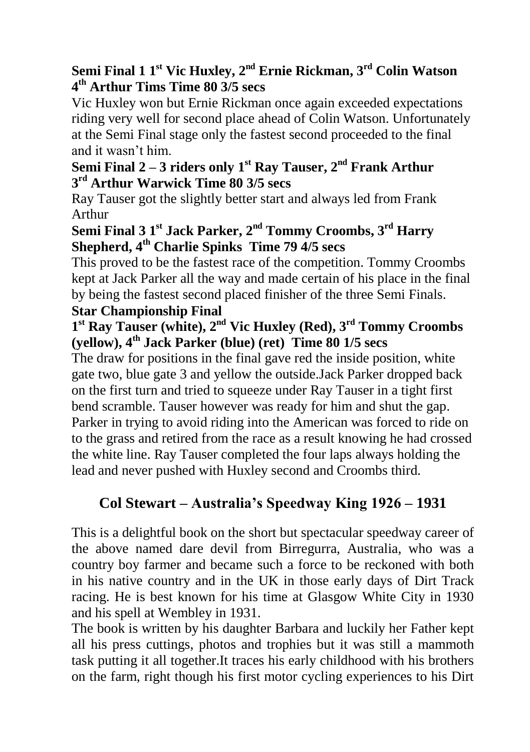**Semi Final 1 1st Vic Huxley, 2nd Ernie Rickman, 3rd Colin Watson 4th Arthur Tims Time 80 3/5 secs**

Vic Huxley won but Ernie Rickman once again exceeded expectations riding very well for second place ahead of Colin Watson. Unfortunately at the Semi Final stage only the fastest second proceeded to the final and it wasn't him.

**Semi Final 2 – 3 riders only 1st Ray Tauser, 2nd Frank Arthur 3rd Arthur Warwick Time 80 3/5 secs**

Ray Tauser got the slightly better start and always led from Frank Arthur

**Semi Final 3 1st Jack Parker, 2nd Tommy Croombs, 3rd Harry Shepherd, 4th Charlie Spinks Time 79 4/5 secs**

This proved to be the fastest race of the competition. Tommy Croombs kept at Jack Parker all the way and made certain of his place in the final by being the fastest second placed finisher of the three Semi Finals.

**Star Championship Final**

**1st Ray Tauser (white), 2nd Vic Huxley (Red), 3rd Tommy Croombs (yellow), 4th Jack Parker (blue) (ret) Time 80 1/5 secs**

The draw for positions in the final gave red the inside position, white gate two, blue gate 3 and yellow the outside.Jack Parker dropped back on the first turn and tried to squeeze under Ray Tauser in a tight first bend scramble. Tauser however was ready for him and shut the gap. Parker in trying to avoid riding into the American was forced to ride on to the grass and retired from the race as a result knowing he had crossed the white line. Ray Tauser completed the four laps always holding the lead and never pushed with Huxley second and Croombs third.

## Col Stewart – Australia's Speedway King 1926 – 1931

This is a delightful book on the short but spectacular speedway career of the above named dare devil from Birregurra, Australia, who was a country boy farmer and became such a force to be reckoned with both in his native country and in the UK in those early days of Dirt Track racing. He is best known for his time at Glasgow White City in 1930 and his spell at Wembley in 1931.

The book is written by his daughter Barbara and luckily her Father kept all his press cuttings, photos and trophies but it was still a mammoth task putting it all together.It traces his early childhood with his brothers on the farm, right though his first motor cycling experiences to his Dirt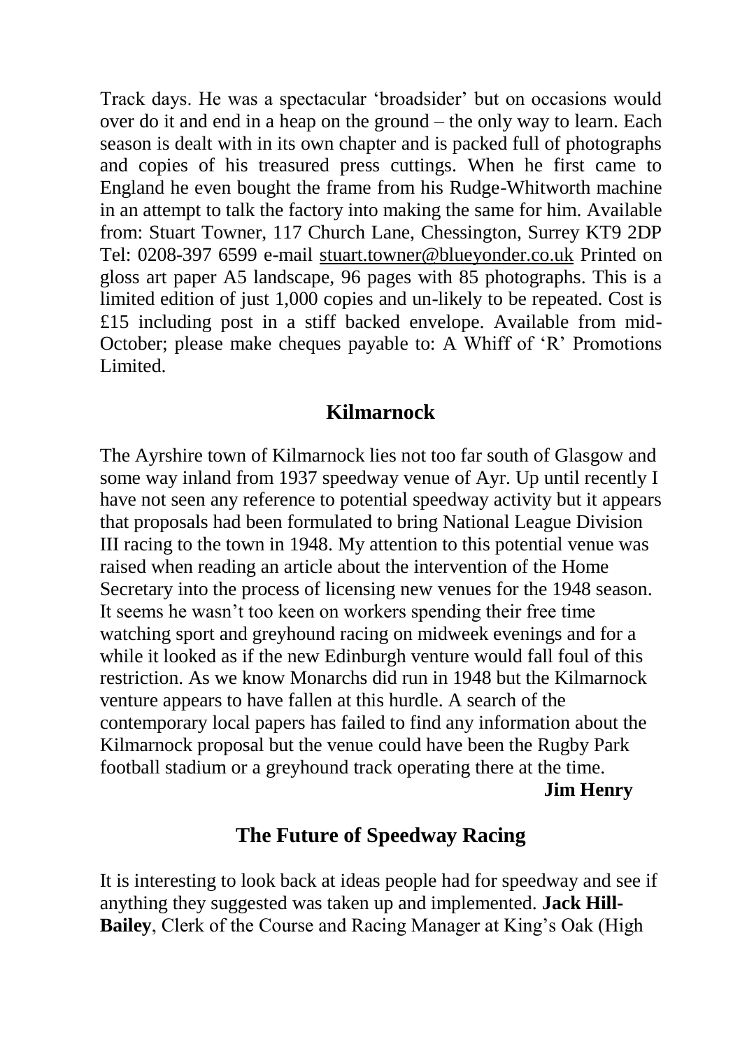Track days. He was a spectacular 'broadsider' but on occasions would over do it and end in a heap on the ground – the only way to learn. Each season is dealt with in its own chapter and is packed full of photographs and copies of his treasured press cuttings. When he first came to England he even bought the frame from his Rudge-Whitworth machine in an attempt to talk the factory into making the same for him. Available from: Stuart Towner, 117 Church Lane, Chessington, Surrey KT9 2DP Tel: 0208-397 6599 e-mail stuart.towner@blueyonder.co.uk Printed on gloss art paper A5 landscape, 96 pages with 85 photographs. This is a limited edition of just 1,000 copies and un-likely to be repeated. Cost is £15 including post in a stiff backed envelope. Available from mid-October; please make cheques payable to: A Whiff of 'R' Promotions Limited.

## Kilmarnock

The Ayrshire town of Kilmarnock lies not too far south of Glasgow and some way inland from 1937 speedway venue of Ayr. Up until recently I have not seen any reference to potential speedway activity but it appears that proposals had been formulated to bring National League Division III racing to the town in 1948. My attention to this potential venue was raised when reading an article about the intervention of the Home Secretary into the process of licensing new venues for the 1948 season. It seems he wasn't too keen on workers spending their free time watching sport and greyhound racing on midweek evenings and for a while it looked as if the new Edinburgh venture would fall foul of this restriction. As we know Monarchs did run in 1948 but the Kilmarnock venture appears to have fallen at this hurdle. A search of the contemporary local papers has failed to find any information about the Kilmarnock proposal but the venue could have been the Rugby Park football stadium or a greyhound track operating there at the time.

**Jim Henry**

## The Future of Speedway Racing

It is interesting to look back at ideas people had for speedway and see if anything they suggested was taken up and implemented. **Jack Hill-Bailey**, Clerk of the Course and Racing Manager at King's Oak (High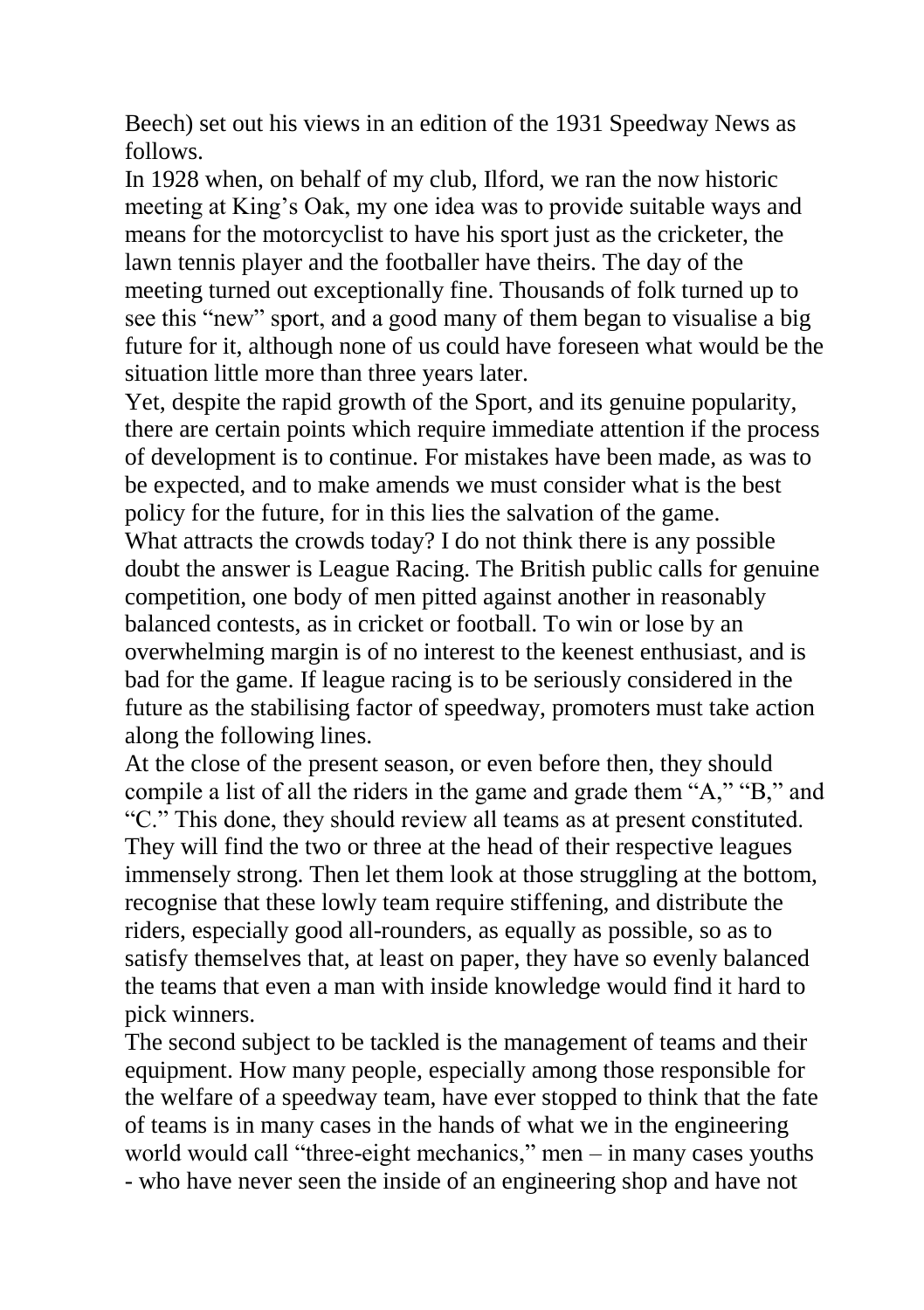Beech) set out his views in an edition of the 1931 Speedway News as follows.

In 1928 when, on behalf of my club, Ilford, we ran the now historic meeting at King's Oak, my one idea was to provide suitable ways and means for the motorcyclist to have his sport just as the cricketer, the lawn tennis player and the footballer have theirs. The day of the meeting turned out exceptionally fine. Thousands of folk turned up to see this "new" sport, and a good many of them began to visualise a big future for it, although none of us could have foreseen what would be the situation little more than three years later.

Yet, despite the rapid growth of the Sport, and its genuine popularity, there are certain points which require immediate attention if the process of development is to continue. For mistakes have been made, as was to be expected, and to make amends we must consider what is the best policy for the future, for in this lies the salvation of the game.

What attracts the crowds today? I do not think there is any possible doubt the answer is League Racing. The British public calls for genuine competition, one body of men pitted against another in reasonably balanced contests, as in cricket or football. To win or lose by an overwhelming margin is of no interest to the keenest enthusiast, and is bad for the game. If league racing is to be seriously considered in the future as the stabilising factor of speedway, promoters must take action along the following lines.

At the close of the present season, or even before then, they should compile a list of all the riders in the game and grade them "A," "B," and "C." This done, they should review all teams as at present constituted. They will find the two or three at the head of their respective leagues immensely strong. Then let them look at those struggling at the bottom, recognise that these lowly team require stiffening, and distribute the riders, especially good all-rounders, as equally as possible, so as to satisfy themselves that, at least on paper, they have so evenly balanced the teams that even a man with inside knowledge would find it hard to pick winners.

The second subject to be tackled is the management of teams and their equipment. How many people, especially among those responsible for the welfare of a speedway team, have ever stopped to think that the fate of teams is in many cases in the hands of what we in the engineering world would call "three-eight mechanics," men – in many cases youths - who have never seen the inside of an engineering shop and have not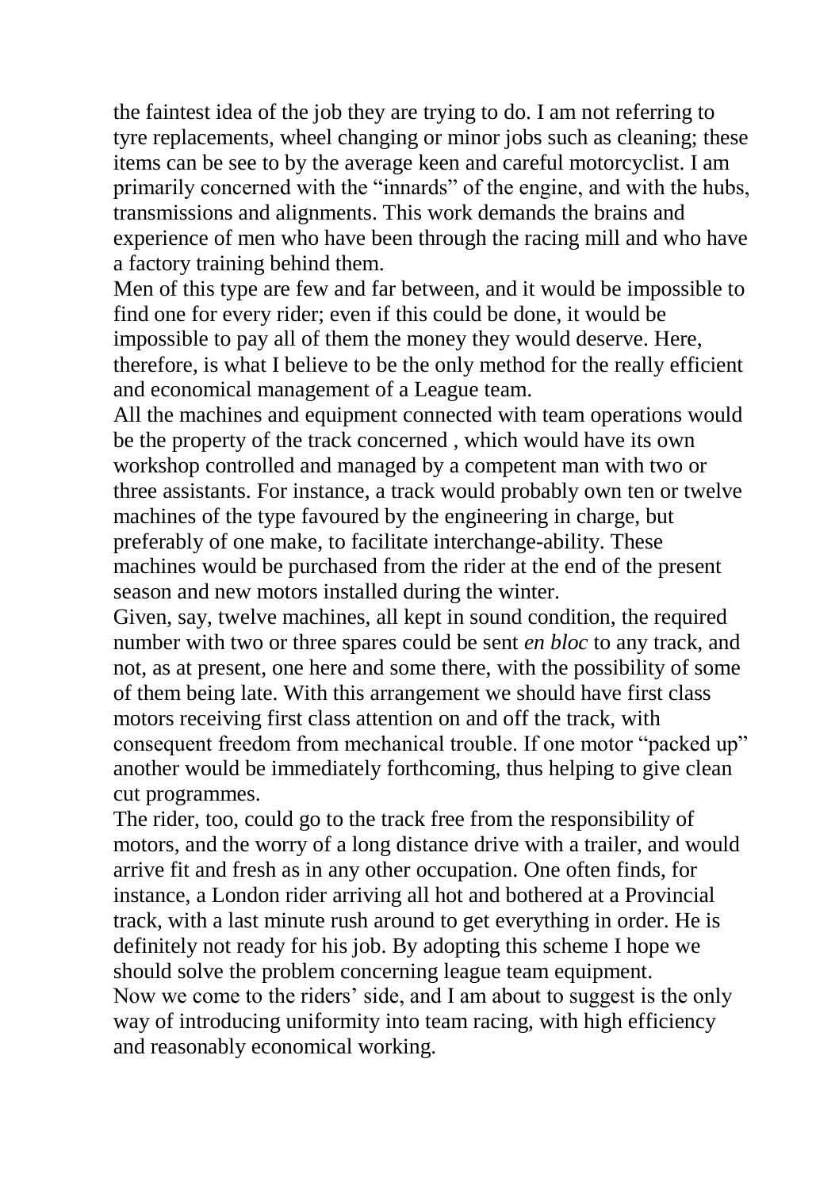the faintest idea of the job they are trying to do. I am not referring to tyre replacements, wheel changing or minor jobs such as cleaning; these items can be see to by the average keen and careful motorcyclist. I am primarily concerned with the "innards" of the engine, and with the hubs, transmissions and alignments. This work demands the brains and experience of men who have been through the racing mill and who have a factory training behind them.

Men of this type are few and far between, and it would be impossible to find one for every rider; even if this could be done, it would be impossible to pay all of them the money they would deserve. Here, therefore, is what I believe to be the only method for the really efficient and economical management of a League team.

All the machines and equipment connected with team operations would be the property of the track concerned , which would have its own workshop controlled and managed by a competent man with two or three assistants. For instance, a track would probably own ten or twelve machines of the type favoured by the engineering in charge, but preferably of one make, to facilitate interchange-ability. These machines would be purchased from the rider at the end of the present season and new motors installed during the winter.

Given, say, twelve machines, all kept in sound condition, the required number with two or three spares could be sent *en bloc* to any track, and not, as at present, one here and some there, with the possibility of some of them being late. With this arrangement we should have first class motors receiving first class attention on and off the track, with consequent freedom from mechanical trouble. If one motor "packed up" another would be immediately forthcoming, thus helping to give clean cut programmes.

The rider, too, could go to the track free from the responsibility of motors, and the worry of a long distance drive with a trailer, and would arrive fit and fresh as in any other occupation. One often finds, for instance, a London rider arriving all hot and bothered at a Provincial track, with a last minute rush around to get everything in order. He is definitely not ready for his job. By adopting this scheme I hope we should solve the problem concerning league team equipment.

Now we come to the riders' side, and I am about to suggest is the only way of introducing uniformity into team racing, with high efficiency and reasonably economical working.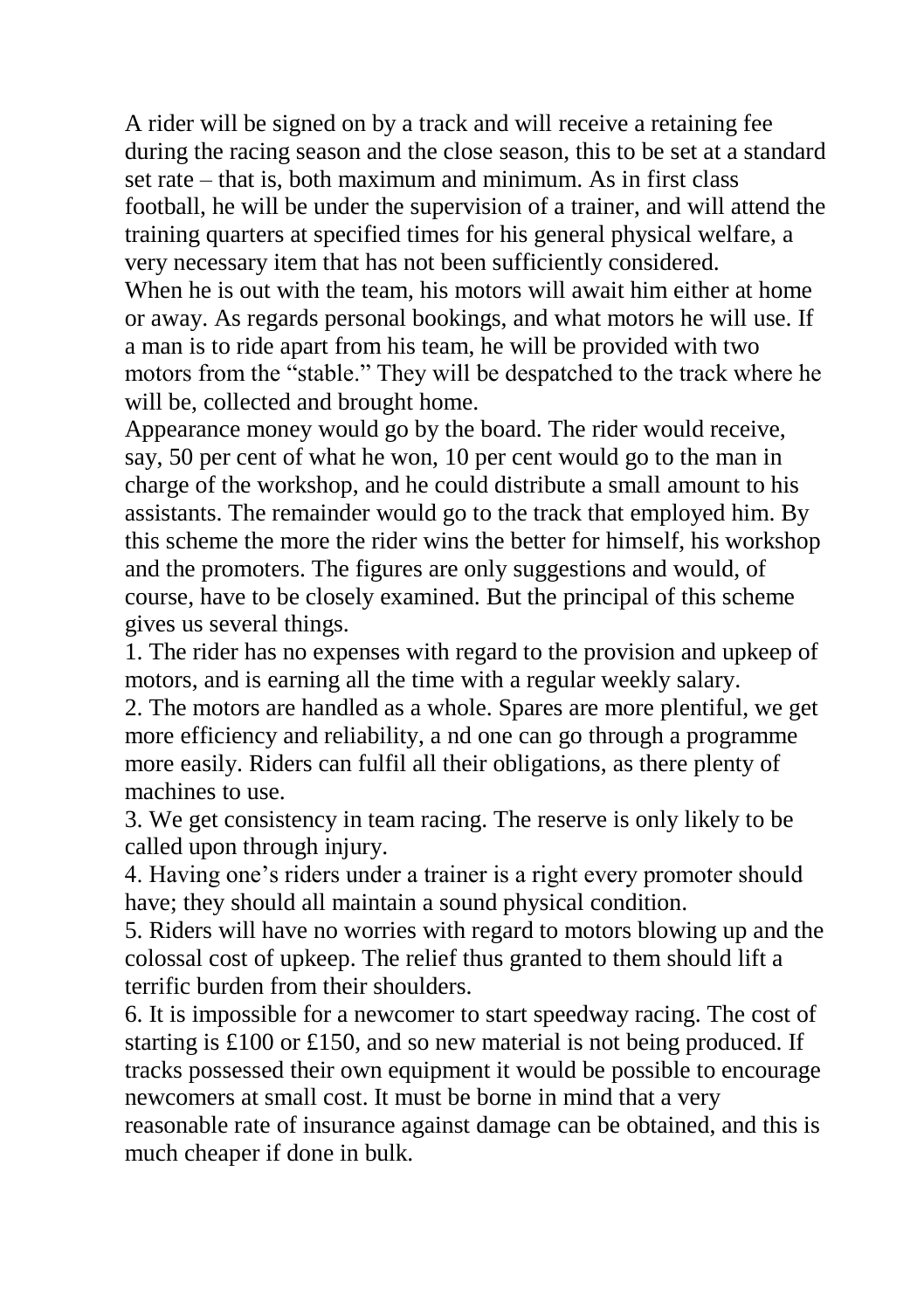A rider will be signed on by a track and will receive a retaining fee during the racing season and the close season, this to be set at a standard set rate – that is, both maximum and minimum. As in first class football, he will be under the supervision of a trainer, and will attend the training quarters at specified times for his general physical welfare, a very necessary item that has not been sufficiently considered.

When he is out with the team, his motors will await him either at home or away. As regards personal bookings, and what motors he will use. If a man is to ride apart from his team, he will be provided with two motors from the "stable." They will be despatched to the track where he will be, collected and brought home.

Appearance money would go by the board. The rider would receive, say, 50 per cent of what he won, 10 per cent would go to the man in charge of the workshop, and he could distribute a small amount to his assistants. The remainder would go to the track that employed him. By this scheme the more the rider wins the better for himself, his workshop and the promoters. The figures are only suggestions and would, of course, have to be closely examined. But the principal of this scheme gives us several things.

1. The rider has no expenses with regard to the provision and upkeep of motors, and is earning all the time with a regular weekly salary.
2. The motors are handled as a whole. Spares are more plentiful, we get more efficiency and reliability, a nd one can go through a programme more easily. Riders can fulfil all their obligations, as there plenty of machines to use.
3. We get consistency in team racing. The reserve is only likely to be called upon through injury.
4. Having one's riders under a trainer is a right every promoter should have; they should all maintain a sound physical condition.
5. Riders will have no worries with regard to motors blowing up and the colossal cost of upkeep. The relief thus granted to them should lift a terrific burden from their shoulders.
6. It is impossible for a newcomer to start speedway racing. The cost of starting is £100 or £150, and so new material is not being produced. If tracks possessed their own equipment it would be possible to encourage newcomers at small cost. It must be borne in mind that a very reasonable rate of insurance against damage can be obtained, and this is much cheaper if done in bulk.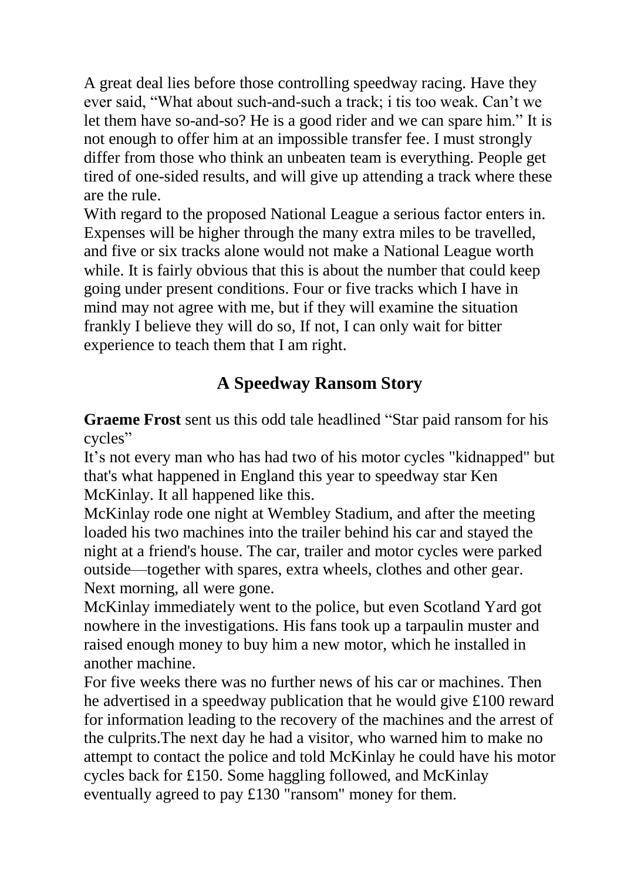A great deal lies before those controlling speedway racing. Have they ever said, “What about such-and-such a track; i tis too weak. Can’t we let them have so-and-so? He is a good rider and we can spare him.” It is not enough to offer him at an impossible transfer fee. I must strongly differ from those who think an unbeaten team is everything. People get tired of one-sided results, and will give up attending a track where these are the rule.
With regard to the proposed National League a serious factor enters in. Expenses will be higher through the many extra miles to be travelled, and five or six tracks alone would not make a National League worth while. It is fairly obvious that this is about the number that could keep going under present conditions. Four or five tracks which I have in mind may not agree with me, but if they will examine the situation frankly I believe they will do so, If not, I can only wait for bitter experience to teach them that I am right.

## A Speedway Ransom Story

**Graeme Frost** sent us this odd tale headlined “Star paid ransom for his cycles”
It’s not every man who has had two of his motor cycles "kidnapped" but that's what happened in England this year to speedway star Ken McKinlay. It all happened like this.
McKinlay rode one night at Wembley Stadium, and after the meeting loaded his two machines into the trailer behind his car and stayed the night at a friend's house. The car, trailer and motor cycles were parked outside—together with spares, extra wheels, clothes and other gear. Next morning, all were gone.
McKinlay immediately went to the police, but even Scotland Yard got nowhere in the investigations. His fans took up a tarpaulin muster and raised enough money to buy him a new motor, which he installed in another machine.
For five weeks there was no further news of his car or machines. Then he advertised in a speedway publication that he would give £100 reward for information leading to the recovery of the machines and the arrest of the culprits.The next day he had a visitor, who warned him to make no attempt to contact the police and told McKinlay he could have his motor cycles back for £150. Some haggling followed, and McKinlay eventually agreed to pay £130 "ransom" money for them.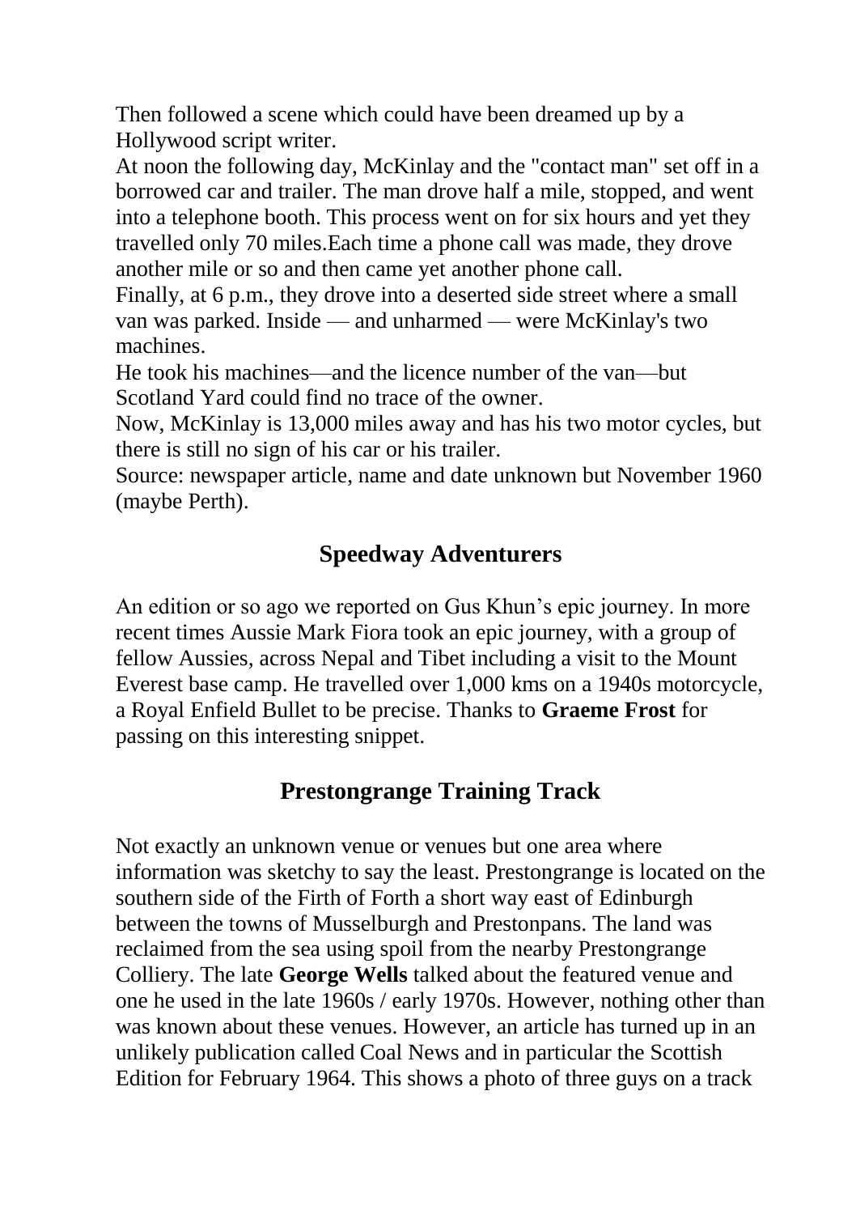Then followed a scene which could have been dreamed up by a Hollywood script writer.

At noon the following day, McKinlay and the "contact man" set off in a borrowed car and trailer. The man drove half a mile, stopped, and went into a telephone booth. This process went on for six hours and yet they travelled only 70 miles.Each time a phone call was made, they drove another mile or so and then came yet another phone call.

Finally, at 6 p.m., they drove into a deserted side street where a small van was parked. Inside — and unharmed — were McKinlay's two machines.

He took his machines—and the licence number of the van—but Scotland Yard could find no trace of the owner.

Now, McKinlay is 13,000 miles away and has his two motor cycles, but there is still no sign of his car or his trailer.

Source: newspaper article, name and date unknown but November 1960 (maybe Perth).

## Speedway Adventurers

An edition or so ago we reported on Gus Khun's epic journey. In more recent times Aussie Mark Fiora took an epic journey, with a group of fellow Aussies, across Nepal and Tibet including a visit to the Mount Everest base camp. He travelled over 1,000 kms on a 1940s motorcycle, a Royal Enfield Bullet to be precise. Thanks to **Graeme Frost** for passing on this interesting snippet.

## Prestongrange Training Track

Not exactly an unknown venue or venues but one area where information was sketchy to say the least. Prestongrange is located on the southern side of the Firth of Forth a short way east of Edinburgh between the towns of Musselburgh and Prestonpans. The land was reclaimed from the sea using spoil from the nearby Prestongrange Colliery. The late **George Wells** talked about the featured venue and one he used in the late 1960s / early 1970s. However, nothing other than was known about these venues. However, an article has turned up in an unlikely publication called Coal News and in particular the Scottish Edition for February 1964. This shows a photo of three guys on a track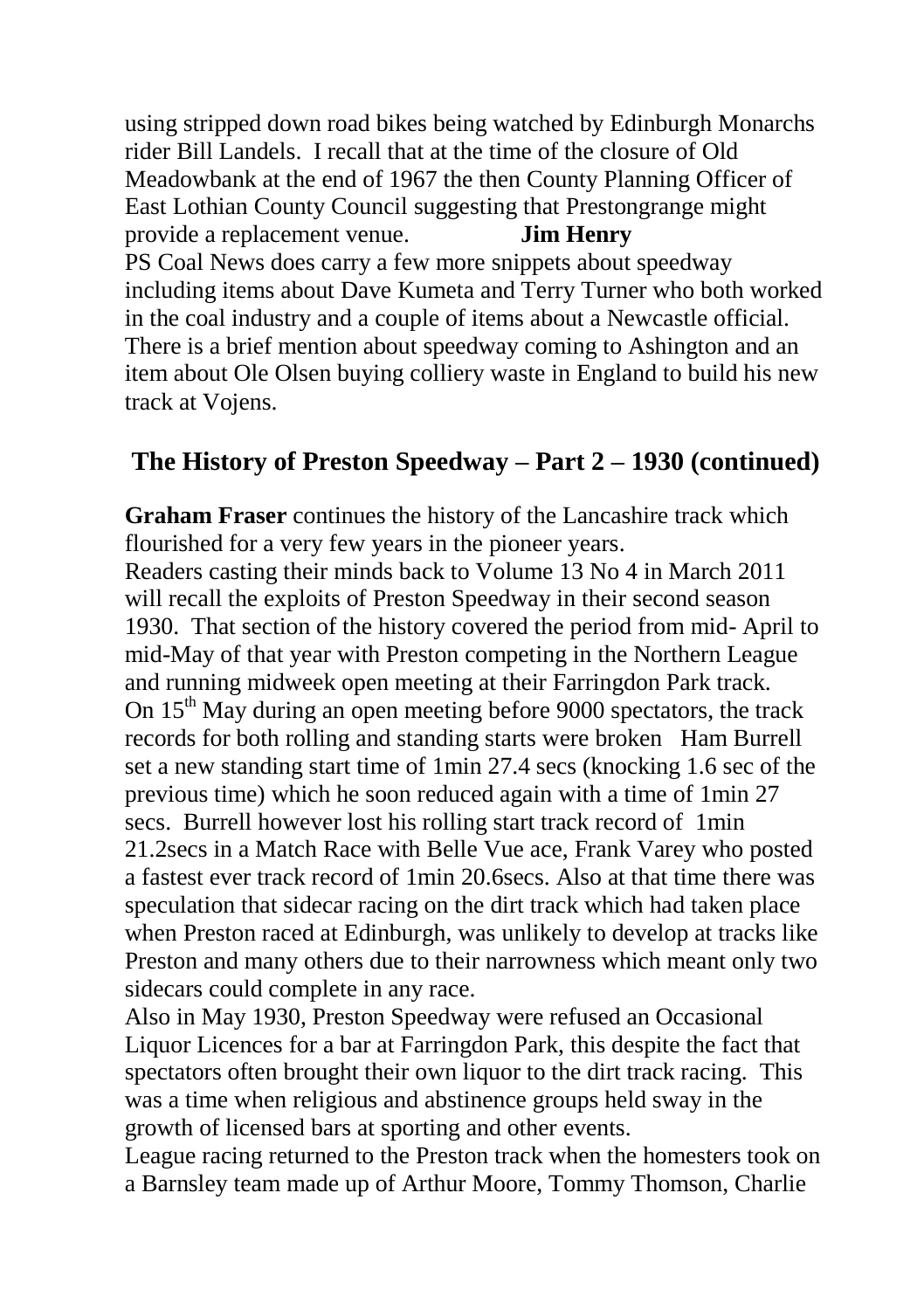using stripped down road bikes being watched by Edinburgh Monarchs rider Bill Landels. I recall that at the time of the closure of Old Meadowbank at the end of 1967 the then County Planning Officer of East Lothian County Council suggesting that Prestongrange might provide a replacement venue. **Jim Henry**

PS Coal News does carry a few more snippets about speedway including items about Dave Kumeta and Terry Turner who both worked in the coal industry and a couple of items about a Newcastle official. There is a brief mention about speedway coming to Ashington and an item about Ole Olsen buying colliery waste in England to build his new track at Vojens.

## The History of Preston Speedway – Part 2 – 1930 (continued)

**Graham Fraser** continues the history of the Lancashire track which flourished for a very few years in the pioneer years.

Readers casting their minds back to Volume 13 No 4 in March 2011 will recall the exploits of Preston Speedway in their second season 1930. That section of the history covered the period from mid- April to mid-May of that year with Preston competing in the Northern League and running midweek open meeting at their Farringdon Park track.

On 15th May during an open meeting before 9000 spectators, the track records for both rolling and standing starts were broken Ham Burrell set a new standing start time of 1min 27.4 secs (knocking 1.6 sec of the previous time) which he soon reduced again with a time of 1min 27 secs. Burrell however lost his rolling start track record of 1min 21.2secs in a Match Race with Belle Vue ace, Frank Varey who posted a fastest ever track record of 1min 20.6secs. Also at that time there was speculation that sidecar racing on the dirt track which had taken place when Preston raced at Edinburgh, was unlikely to develop at tracks like Preston and many others due to their narrowness which meant only two sidecars could complete in any race.

Also in May 1930, Preston Speedway were refused an Occasional Liquor Licences for a bar at Farringdon Park, this despite the fact that spectators often brought their own liquor to the dirt track racing. This was a time when religious and abstinence groups held sway in the growth of licensed bars at sporting and other events.

League racing returned to the Preston track when the homesters took on a Barnsley team made up of Arthur Moore, Tommy Thomson, Charlie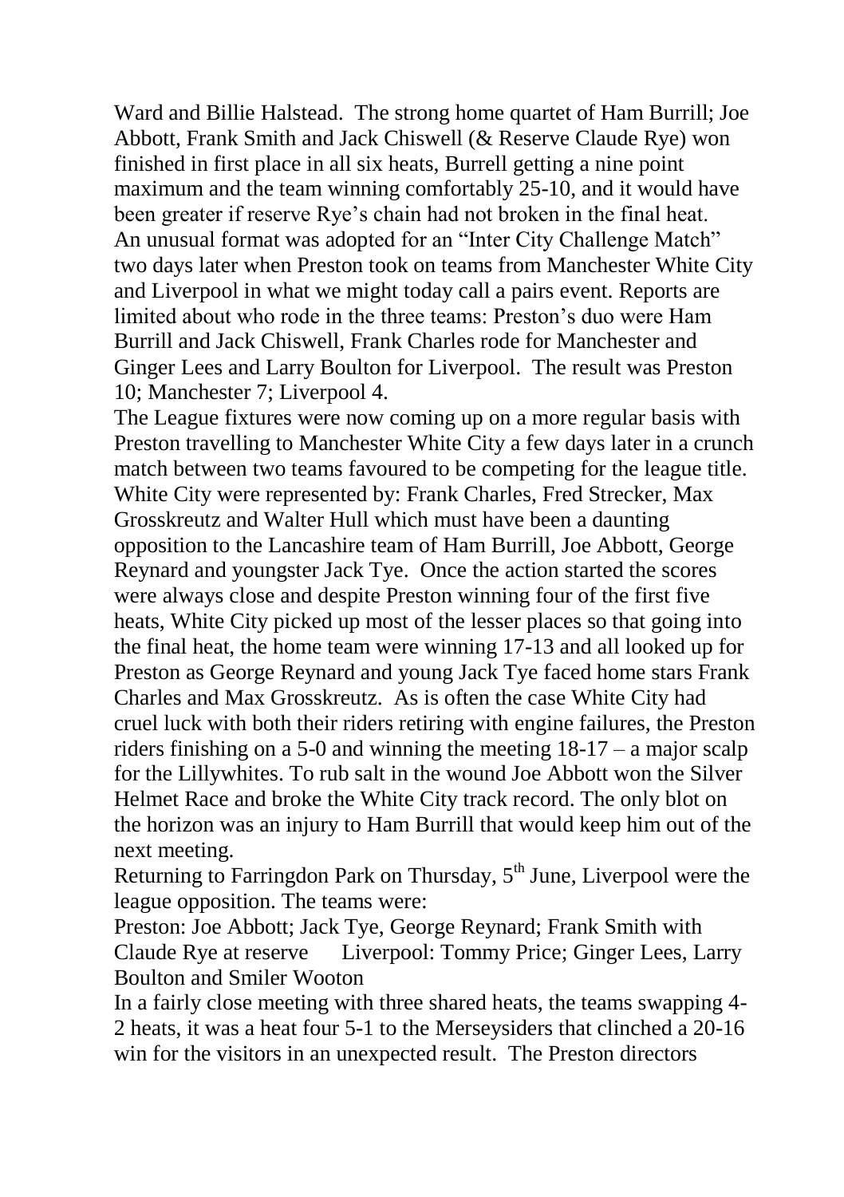Ward and Billie Halstead. The strong home quartet of Ham Burrill; Joe Abbott, Frank Smith and Jack Chiswell (& Reserve Claude Rye) won finished in first place in all six heats, Burrell getting a nine point maximum and the team winning comfortably 25-10, and it would have been greater if reserve Rye's chain had not broken in the final heat. An unusual format was adopted for an "Inter City Challenge Match" two days later when Preston took on teams from Manchester White City and Liverpool in what we might today call a pairs event. Reports are limited about who rode in the three teams: Preston's duo were Ham Burrill and Jack Chiswell, Frank Charles rode for Manchester and Ginger Lees and Larry Boulton for Liverpool. The result was Preston 10; Manchester 7; Liverpool 4.

The League fixtures were now coming up on a more regular basis with Preston travelling to Manchester White City a few days later in a crunch match between two teams favoured to be competing for the league title. White City were represented by: Frank Charles, Fred Strecker, Max Grosskreutz and Walter Hull which must have been a daunting opposition to the Lancashire team of Ham Burrill, Joe Abbott, George Reynard and youngster Jack Tye. Once the action started the scores were always close and despite Preston winning four of the first five heats, White City picked up most of the lesser places so that going into the final heat, the home team were winning 17-13 and all looked up for Preston as George Reynard and young Jack Tye faced home stars Frank Charles and Max Grosskreutz. As is often the case White City had cruel luck with both their riders retiring with engine failures, the Preston riders finishing on a 5-0 and winning the meeting 18-17 – a major scalp for the Lillywhites. To rub salt in the wound Joe Abbott won the Silver Helmet Race and broke the White City track record. The only blot on the horizon was an injury to Ham Burrill that would keep him out of the next meeting.

Returning to Farringdon Park on Thursday, 5th June, Liverpool were the league opposition. The teams were:

Preston: Joe Abbott; Jack Tye, George Reynard; Frank Smith with Claude Rye at reserve Liverpool: Tommy Price; Ginger Lees, Larry Boulton and Smiler Wooton

In a fairly close meeting with three shared heats, the teams swapping 4-2 heats, it was a heat four 5-1 to the Merseysiders that clinched a 20-16 win for the visitors in an unexpected result. The Preston directors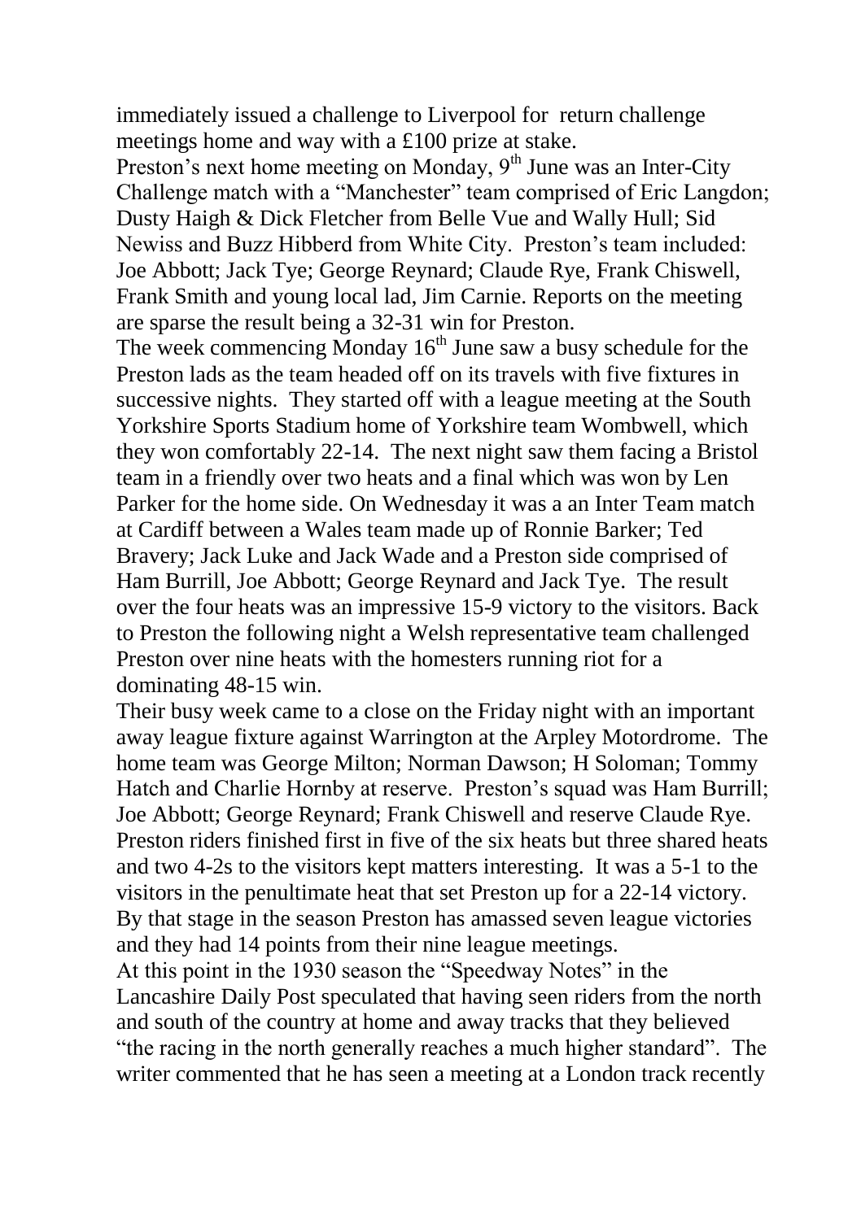immediately issued a challenge to Liverpool for return challenge meetings home and way with a £100 prize at stake.

Preston's next home meeting on Monday, 9th June was an Inter-City Challenge match with a "Manchester" team comprised of Eric Langdon; Dusty Haigh & Dick Fletcher from Belle Vue and Wally Hull; Sid Newiss and Buzz Hibberd from White City. Preston's team included: Joe Abbott; Jack Tye; George Reynard; Claude Rye, Frank Chiswell, Frank Smith and young local lad, Jim Carnie. Reports on the meeting are sparse the result being a 32-31 win for Preston.

The week commencing Monday 16th June saw a busy schedule for the Preston lads as the team headed off on its travels with five fixtures in successive nights. They started off with a league meeting at the South Yorkshire Sports Stadium home of Yorkshire team Wombwell, which they won comfortably 22-14. The next night saw them facing a Bristol team in a friendly over two heats and a final which was won by Len Parker for the home side. On Wednesday it was a an Inter Team match at Cardiff between a Wales team made up of Ronnie Barker; Ted Bravery; Jack Luke and Jack Wade and a Preston side comprised of Ham Burrill, Joe Abbott; George Reynard and Jack Tye. The result over the four heats was an impressive 15-9 victory to the visitors. Back to Preston the following night a Welsh representative team challenged Preston over nine heats with the homesters running riot for a dominating 48-15 win.

Their busy week came to a close on the Friday night with an important away league fixture against Warrington at the Arpley Motordrome. The home team was George Milton; Norman Dawson; H Soloman; Tommy Hatch and Charlie Hornby at reserve. Preston's squad was Ham Burrill; Joe Abbott; George Reynard; Frank Chiswell and reserve Claude Rye. Preston riders finished first in five of the six heats but three shared heats and two 4-2s to the visitors kept matters interesting. It was a 5-1 to the visitors in the penultimate heat that set Preston up for a 22-14 victory. By that stage in the season Preston has amassed seven league victories and they had 14 points from their nine league meetings.

At this point in the 1930 season the "Speedway Notes" in the Lancashire Daily Post speculated that having seen riders from the north and south of the country at home and away tracks that they believed "the racing in the north generally reaches a much higher standard". The writer commented that he has seen a meeting at a London track recently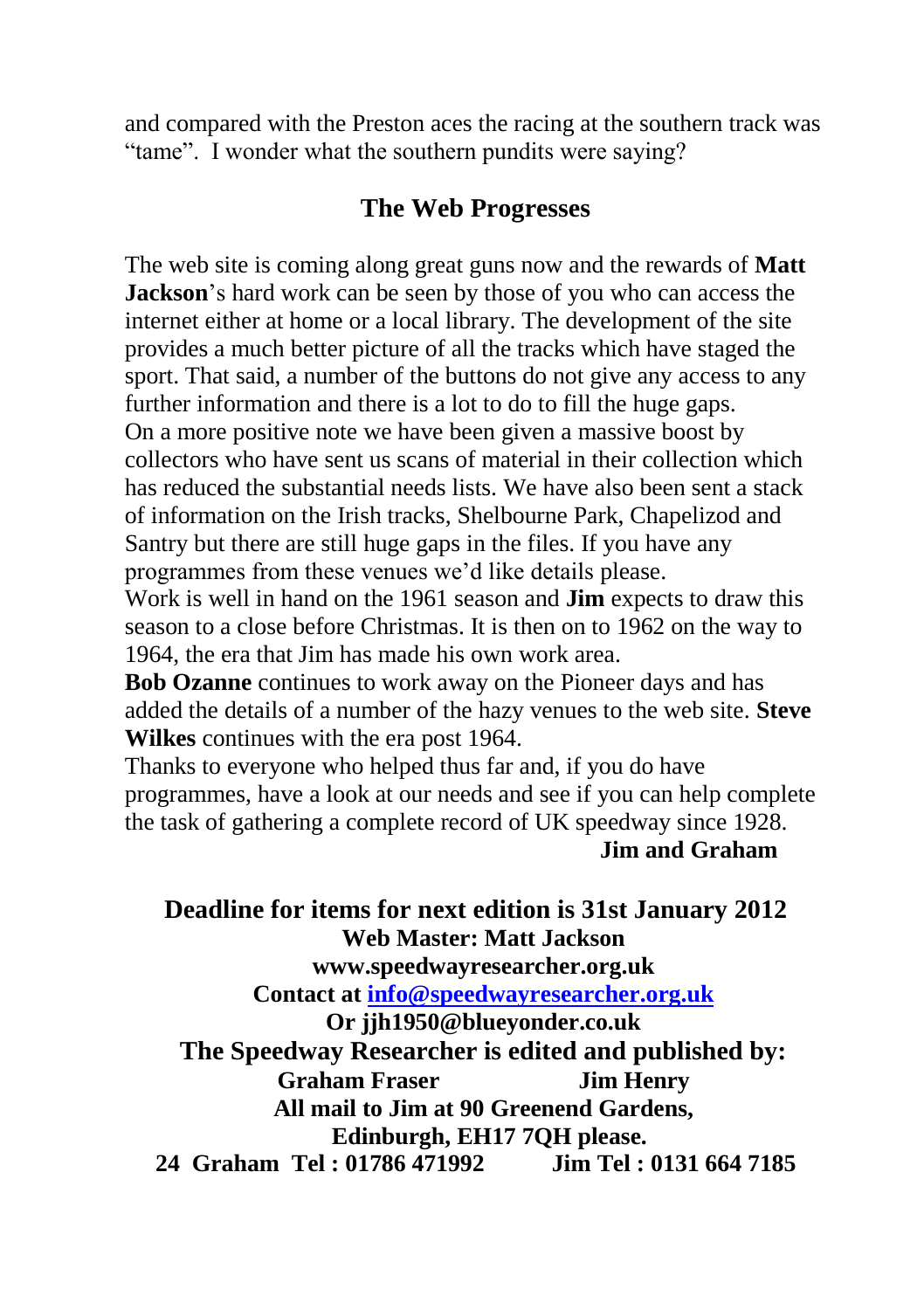and compared with the Preston aces the racing at the southern track was "tame". I wonder what the southern pundits were saying?

## The Web Progresses

The web site is coming along great guns now and the rewards of **Matt Jackson**'s hard work can be seen by those of you who can access the internet either at home or a local library. The development of the site provides a much better picture of all the tracks which have staged the sport. That said, a number of the buttons do not give any access to any further information and there is a lot to do to fill the huge gaps.
On a more positive note we have been given a massive boost by collectors who have sent us scans of material in their collection which has reduced the substantial needs lists. We have also been sent a stack of information on the Irish tracks, Shelbourne Park, Chapelizod and Santry but there are still huge gaps in the files. If you have any programmes from these venues we'd like details please.
Work is well in hand on the 1961 season and **Jim** expects to draw this season to a close before Christmas. It is then on to 1962 on the way to 1964, the era that Jim has made his own work area.
**Bob Ozanne** continues to work away on the Pioneer days and has added the details of a number of the hazy venues to the web site. **Steve Wilkes** continues with the era post 1964.
Thanks to everyone who helped thus far and, if you do have programmes, have a look at our needs and see if you can help complete the task of gathering a complete record of UK speedway since 1928.

**Jim and Graham**

**Deadline for items for next edition is 31st January 2012**
**Web Master: Matt Jackson**
**www.speedwayresearcher.org.uk**
**Contact at info@speedwayresearcher.org.uk**
**Or jjh1950@blueyonder.co.uk**
**The Speedway Researcher is edited and published by:**
**Graham Fraser Jim Henry**
**All mail to Jim at 90 Greenend Gardens, Edinburgh, EH17 7QH please.**
**Graham Tel : 01786 471992 Jim Tel : 0131 664 7185**